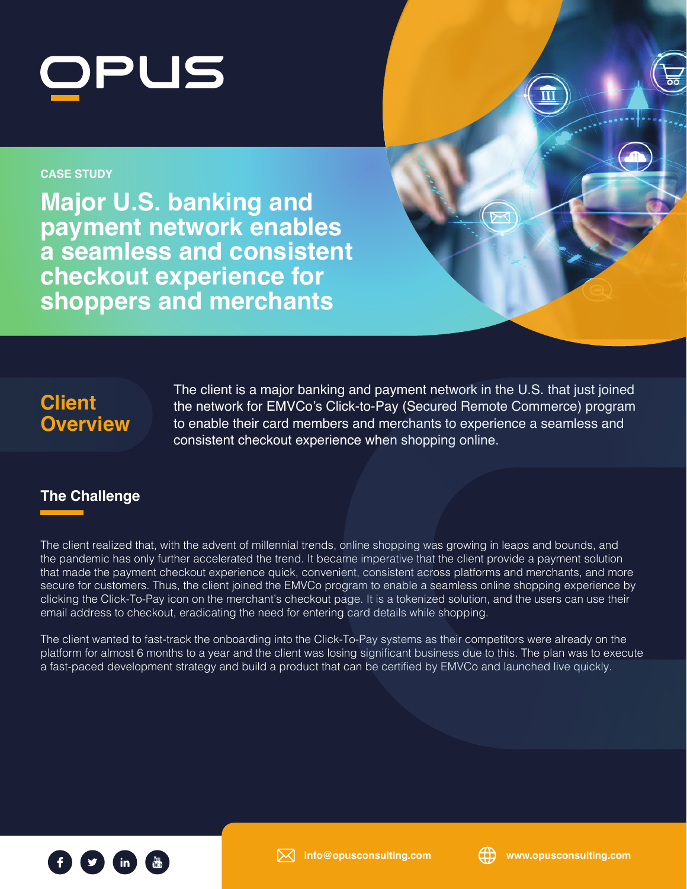OPUS

CASE STUDY

# Major U.S. banking and payment network enables a seamless and consistent checkout experience for shoppers and merchants

## Client Overview

The client is a major banking and payment network in the U.S. that just joined the network for EMVCo's Click-to-Pay (Secured Remote Commerce) program to enable their card members and merchants to experience a seamless and consistent checkout experience when shopping online.

## The Challenge

The client realized that, with the advent of millennial trends, online shopping was growing in leaps and bounds, and the pandemic has only further accelerated the trend. It became imperative that the client provide a payment solution that made the payment checkout experience quick, convenient, consistent across platforms and merchants, and more secure for customers. Thus, the client joined the EMVCo program to enable a seamless online shopping experience by clicking the Click-To-Pay icon on the merchant's checkout page. It is a tokenized solution, and the users can use their email address to checkout, eradicating the need for entering card details while shopping.

The client wanted to fast-track the onboarding into the Click-To-Pay systems as their competitors were already on the platform for almost 6 months to a year and the client was losing significant business due to this. The plan was to execute a fast-paced development strategy and build a product that can be certified by EMVCo and launched live quickly.

info@opusconsulting.com www.opusconsulting.com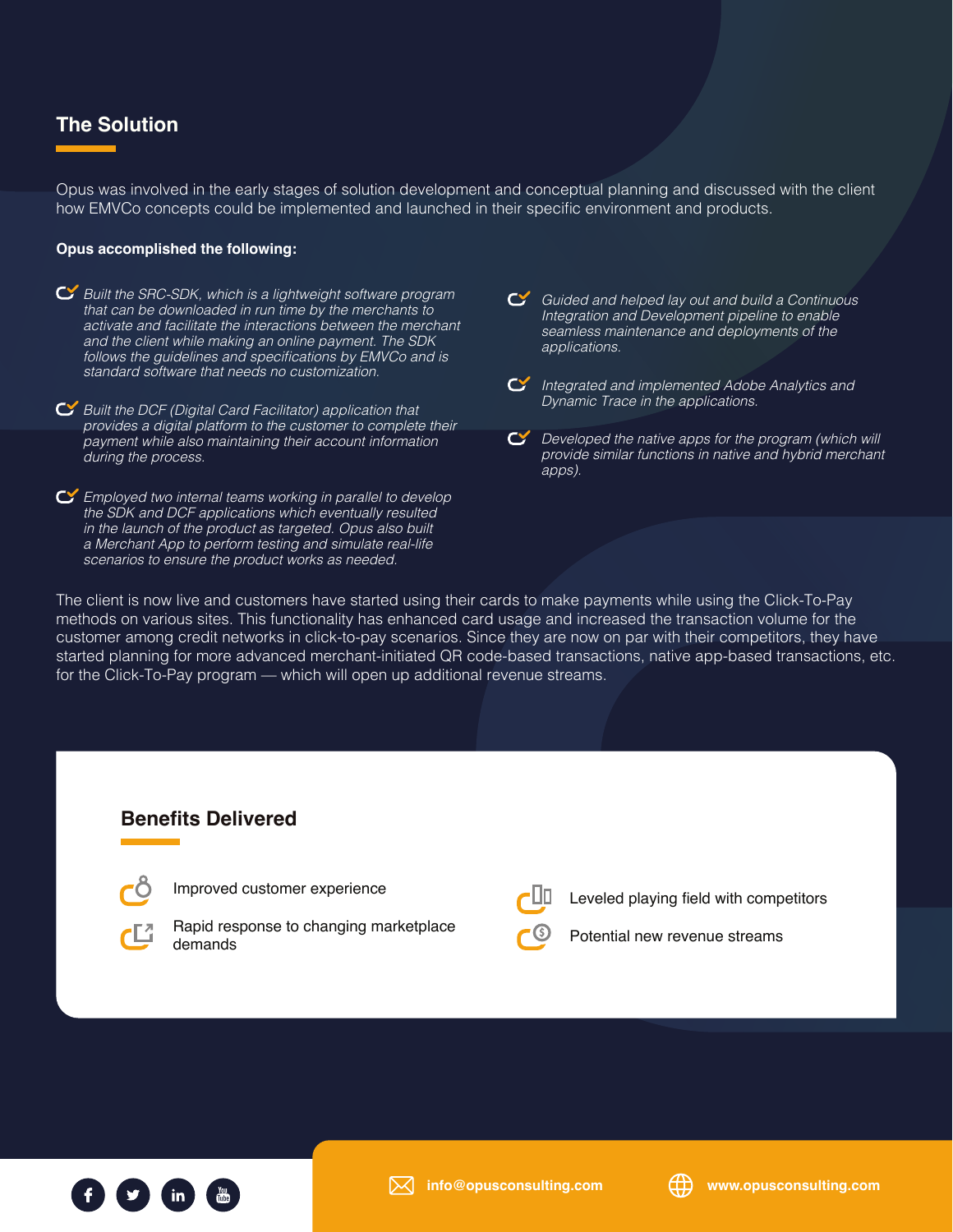## The Solution

Opus was involved in the early stages of solution development and conceptual planning and discussed with the client how EMVCo concepts could be implemented and launched in their specific environment and products.

**Opus accomplished the following:**

- *Built the SRC-SDK, which is a lightweight software program that can be downloaded in run time by the merchants to activate and facilitate the interactions between the merchant and the client while making an online payment. The SDK follows the guidelines and specifications by EMVCo and is standard software that needs no customization.*
- *Built the DCF (Digital Card Facilitator) application that provides a digital platform to the customer to complete their payment while also maintaining their account information during the process.*
- *Employed two internal teams working in parallel to develop the SDK and DCF applications which eventually resulted in the launch of the product as targeted. Opus also built a Merchant App to perform testing and simulate real-life scenarios to ensure the product works as needed.*
- *Guided and helped lay out and build a Continuous Integration and Development pipeline to enable seamless maintenance and deployments of the applications.*
- *Integrated and implemented Adobe Analytics and Dynamic Trace in the applications.*
- *Developed the native apps for the program (which will provide similar functions in native and hybrid merchant apps).*

The client is now live and customers have started using their cards to make payments while using the Click-To-Pay methods on various sites. This functionality has enhanced card usage and increased the transaction volume for the customer among credit networks in click-to-pay scenarios. Since they are now on par with their competitors, they have started planning for more advanced merchant-initiated QR code-based transactions, native app-based transactions, etc. for the Click-To-Pay program — which will open up additional revenue streams.

## Benefits Delivered

- Improved customer experience
- Rapid response to changing marketplace demands
- Leveled playing field with competitors
- Potential new revenue streams

info@opusconsulting.com

www.opusconsulting.com